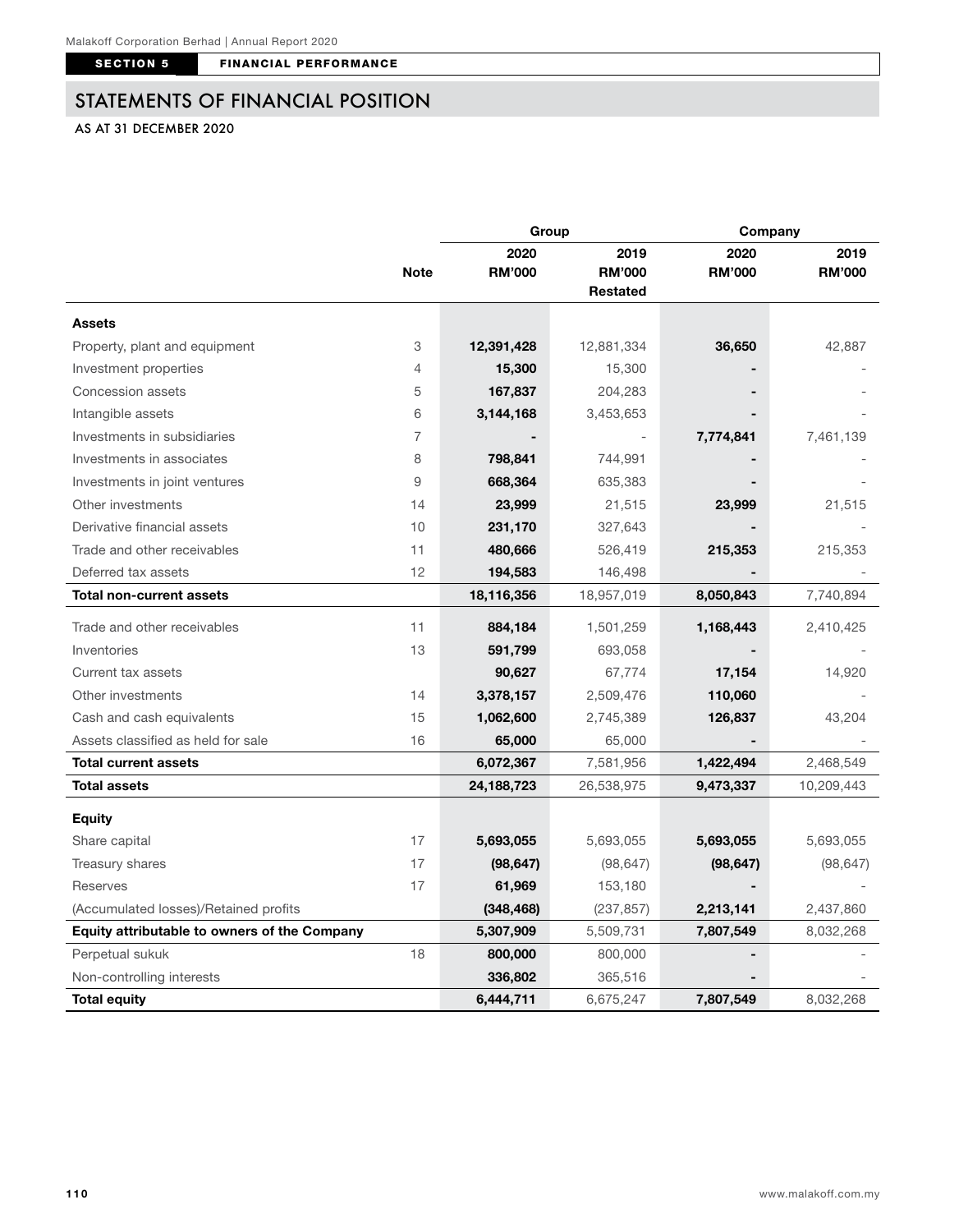## STATEMENTS OF FINANCIAL POSITION

AS AT 31 DECEMBER 2020

| | | Group | | Company | |
|---|---|---|---|---|---|
| | **Note** | **2020 RM'000** | **2019 RM'000 Restated** | **2020 RM'000** | **2019 RM'000** |
| **Assets** | | | | | |
| Property, plant and equipment | 3 | **12,391,428** | 12,881,334 | **36,650** | 42,887 |
| Investment properties | 4 | **15,300** | 15,300 | **-** | - |
| Concession assets | 5 | **167,837** | 204,283 | **-** | - |
| Intangible assets | 6 | **3,144,168** | 3,453,653 | **-** | - |
| Investments in subsidiaries | 7 | **-** | - | **7,774,841** | 7,461,139 |
| Investments in associates | 8 | **798,841** | 744,991 | **-** | - |
| Investments in joint ventures | 9 | **668,364** | 635,383 | **-** | - |
| Other investments | 14 | **23,999** | 21,515 | **23,999** | 21,515 |
| Derivative financial assets | 10 | **231,170** | 327,643 | **-** | - |
| Trade and other receivables | 11 | **480,666** | 526,419 | **215,353** | 215,353 |
| Deferred tax assets | 12 | **194,583** | 146,498 | **-** | - |
| **Total non-current assets** | | **18,116,356** | 18,957,019 | **8,050,843** | 7,740,894 |
| Trade and other receivables | 11 | **884,184** | 1,501,259 | **1,168,443** | 2,410,425 |
| Inventories | 13 | **591,799** | 693,058 | **-** | - |
| Current tax assets | | **90,627** | 67,774 | **17,154** | 14,920 |
| Other investments | 14 | **3,378,157** | 2,509,476 | **110,060** | - |
| Cash and cash equivalents | 15 | **1,062,600** | 2,745,389 | **126,837** | 43,204 |
| Assets classified as held for sale | 16 | **65,000** | 65,000 | **-** | - |
| **Total current assets** | | **6,072,367** | 7,581,956 | **1,422,494** | 2,468,549 |
| **Total assets** | | **24,188,723** | 26,538,975 | **9,473,337** | 10,209,443 |
| **Equity** | | | | | |
| Share capital | 17 | **5,693,055** | 5,693,055 | **5,693,055** | 5,693,055 |
| Treasury shares | 17 | **(98,647)** | (98,647) | **(98,647)** | (98,647) |
| Reserves | 17 | **61,969** | 153,180 | **-** | - |
| (Accumulated losses)/Retained profits | | **(348,468)** | (237,857) | **2,213,141** | 2,437,860 |
| **Equity attributable to owners of the Company** | | **5,307,909** | 5,509,731 | **7,807,549** | 8,032,268 |
| Perpetual sukuk | 18 | **800,000** | 800,000 | **-** | - |
| Non-controlling interests | | **336,802** | 365,516 | **-** | - |
| **Total equity** | | **6,444,711** | 6,675,247 | **7,807,549** | 8,032,268 |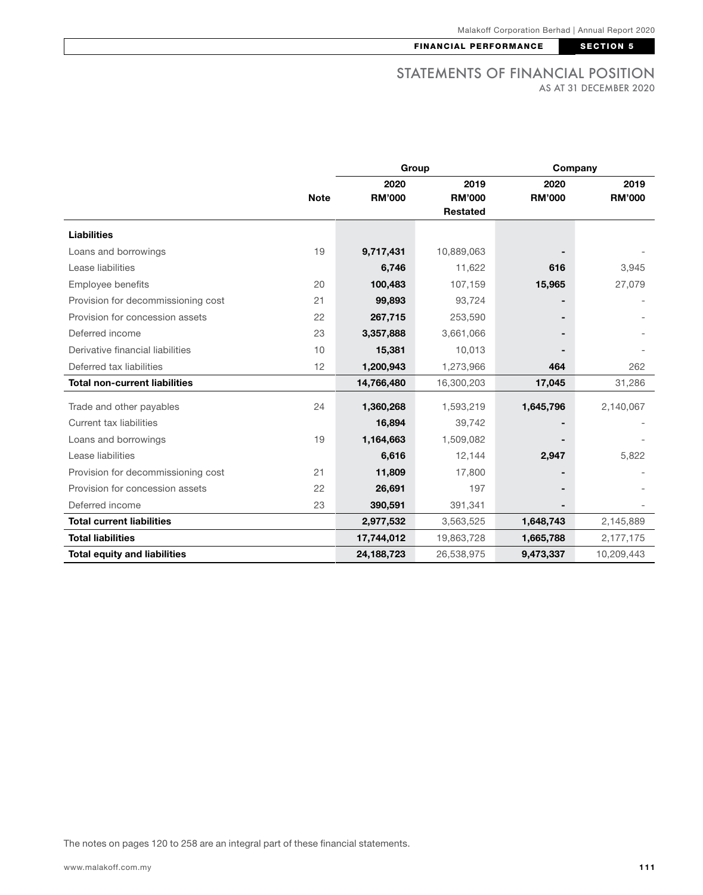# STATEMENTS OF FINANCIAL POSITION

AS AT 31 DECEMBER 2020

| | | Group | | Company | |
|---|---|---|---|---|---|
| | Note | 2020 RM'000 | 2019 RM'000 Restated | 2020 RM'000 | 2019 RM'000 |
| **Liabilities** | | | | | |
| Loans and borrowings | 19 | **9,717,431** | 10,889,063 | **-** | - |
| Lease liabilities | | **6,746** | 11,622 | **616** | 3,945 |
| Employee benefits | 20 | **100,483** | 107,159 | **15,965** | 27,079 |
| Provision for decommissioning cost | 21 | **99,893** | 93,724 | **-** | - |
| Provision for concession assets | 22 | **267,715** | 253,590 | **-** | - |
| Deferred income | 23 | **3,357,888** | 3,661,066 | **-** | - |
| Derivative financial liabilities | 10 | **15,381** | 10,013 | **-** | - |
| Deferred tax liabilities | 12 | **1,200,943** | 1,273,966 | **464** | 262 |
| **Total non-current liabilities** | | **14,766,480** | 16,300,203 | **17,045** | 31,286 |
| Trade and other payables | 24 | **1,360,268** | 1,593,219 | **1,645,796** | 2,140,067 |
| Current tax liabilities | | **16,894** | 39,742 | **-** | - |
| Loans and borrowings | 19 | **1,164,663** | 1,509,082 | **-** | - |
| Lease liabilities | | **6,616** | 12,144 | **2,947** | 5,822 |
| Provision for decommissioning cost | 21 | **11,809** | 17,800 | **-** | - |
| Provision for concession assets | 22 | **26,691** | 197 | **-** | - |
| Deferred income | 23 | **390,591** | 391,341 | **-** | - |
| **Total current liabilities** | | **2,977,532** | 3,563,525 | **1,648,743** | 2,145,889 |
| **Total liabilities** | | **17,744,012** | 19,863,728 | **1,665,788** | 2,177,175 |
| **Total equity and liabilities** | | **24,188,723** | 26,538,975 | **9,473,337** | 10,209,443 |

The notes on pages 120 to 258 are an integral part of these financial statements.